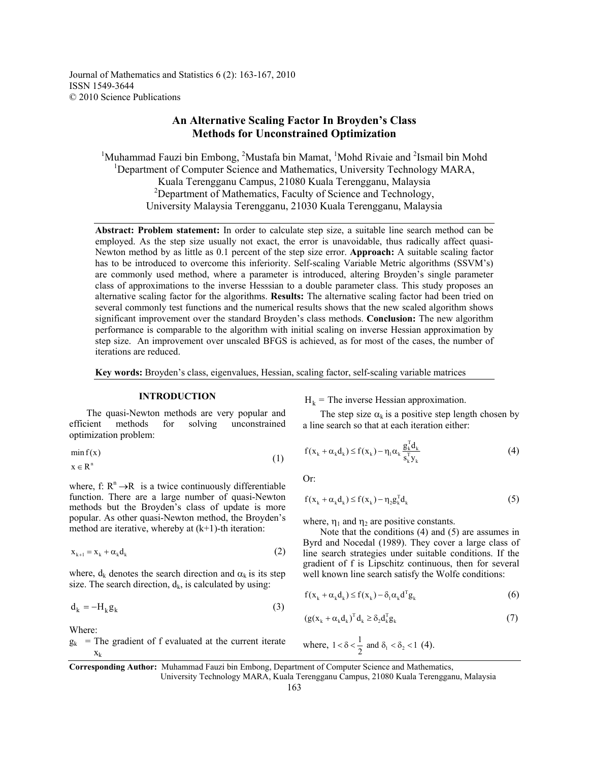Journal of Mathematics and Statistics 6 (2): 163-167, 2010
ISSN 1549-3644
© 2010 Science Publications

# An Alternative Scaling Factor In Broyden's Class Methods for Unconstrained Optimization

[1]Muhammad Fauzi bin Embong, [2]Mustafa bin Mamat, [1]Mohd Rivaie and [2]Ismail bin Mohd
[1]Department of Computer Science and Mathematics, University Technology MARA, Kuala Terengganu Campus, 21080 Kuala Terengganu, Malaysia
[2]Department of Mathematics, Faculty of Science and Technology, University Malaysia Terengganu, 21030 Kuala Terengganu, Malaysia

**Abstract: Problem statement:** In order to calculate step size, a suitable line search method can be employed. As the step size usually not exact, the error is unavoidable, thus radically affect quasi-Newton method by as little as 0.1 percent of the step size error. **Approach:** A suitable scaling factor has to be introduced to overcome this inferiority. Self-scaling Variable Metric algorithms (SSVM's) are commonly used method, where a parameter is introduced, altering Broyden's single parameter class of approximations to the inverse Hesssian to a double parameter class. This study proposes an alternative scaling factor for the algorithms. **Results:** The alternative scaling factor had been tried on several commonly test functions and the numerical results shows that the new scaled algorithm shows significant improvement over the standard Broyden's class methods. **Conclusion:** The new algorithm performance is comparable to the algorithm with initial scaling on inverse Hessian approximation by step size. An improvement over unscaled BFGS is achieved, as for most of the cases, the number of iterations are reduced.

**Key words:** Broyden's class, eigenvalues, Hessian, scaling factor, self-scaling variable matrices

## INTRODUCTION

The quasi-Newton methods are very popular and efficient methods for solving unconstrained optimization problem:

$$\min f(x) \quad x \in R^n \tag{1}$$

where, f: $R^n \rightarrow R$ is a twice continuously differentiable function. There are a large number of quasi-Newton methods but the Broyden's class of update is more popular. As other quasi-Newton method, the Broyden's method are iterative, whereby at (k+1)-th iteration:

$$x_{k+1} = x_k + \alpha_k d_k \tag{2}$$

where, $d_k$ denotes the search direction and $\alpha_k$ is its step size. The search direction, $d_k$, is calculated by using:

$$d_k = -H_k g_k \tag{3}$$

Where:
$g_k$ = The gradient of f evaluated at the current iterate $x_k$
$H_k$ = The inverse Hessian approximation.

The step size $\alpha_k$ is a positive step length chosen by a line search so that at each iteration either:

$$f(x_k + \alpha_k d_k) \le f(x_k) - \eta_1 \alpha_k \frac{g_k^T d_k}{s_k^T y_k} \tag{4}$$

Or:

$$f(x_k + \alpha_k d_k) \le f(x_k) - \eta_2 g_k^T d_k \tag{5}$$

where, $\eta_1$ and $\eta_2$ are positive constants.

Note that the conditions (4) and (5) are assumes in Byrd and Nocedal (1989). They cover a large class of line search strategies under suitable conditions. If the gradient of f is Lipschitz continuous, then for several well known line search satisfy the Wolfe conditions:

$$f(x_k + \alpha_k d_k) \le f(x_k) - \delta_1 \alpha_k d^T g_k \tag{6}$$

$$(g(x_k + \alpha_k d_k))^T d_k \ge \delta_2 d_k^T g_k \tag{7}$$

where, $1 < \delta < \frac{1}{2}$ and $\delta_1 < \delta_2 < 1$ (4).

**Corresponding Author:** Muhammad Fauzi bin Embong, Department of Computer Science and Mathematics, University Technology MARA, Kuala Terengganu Campus, 21080 Kuala Terengganu, Malaysia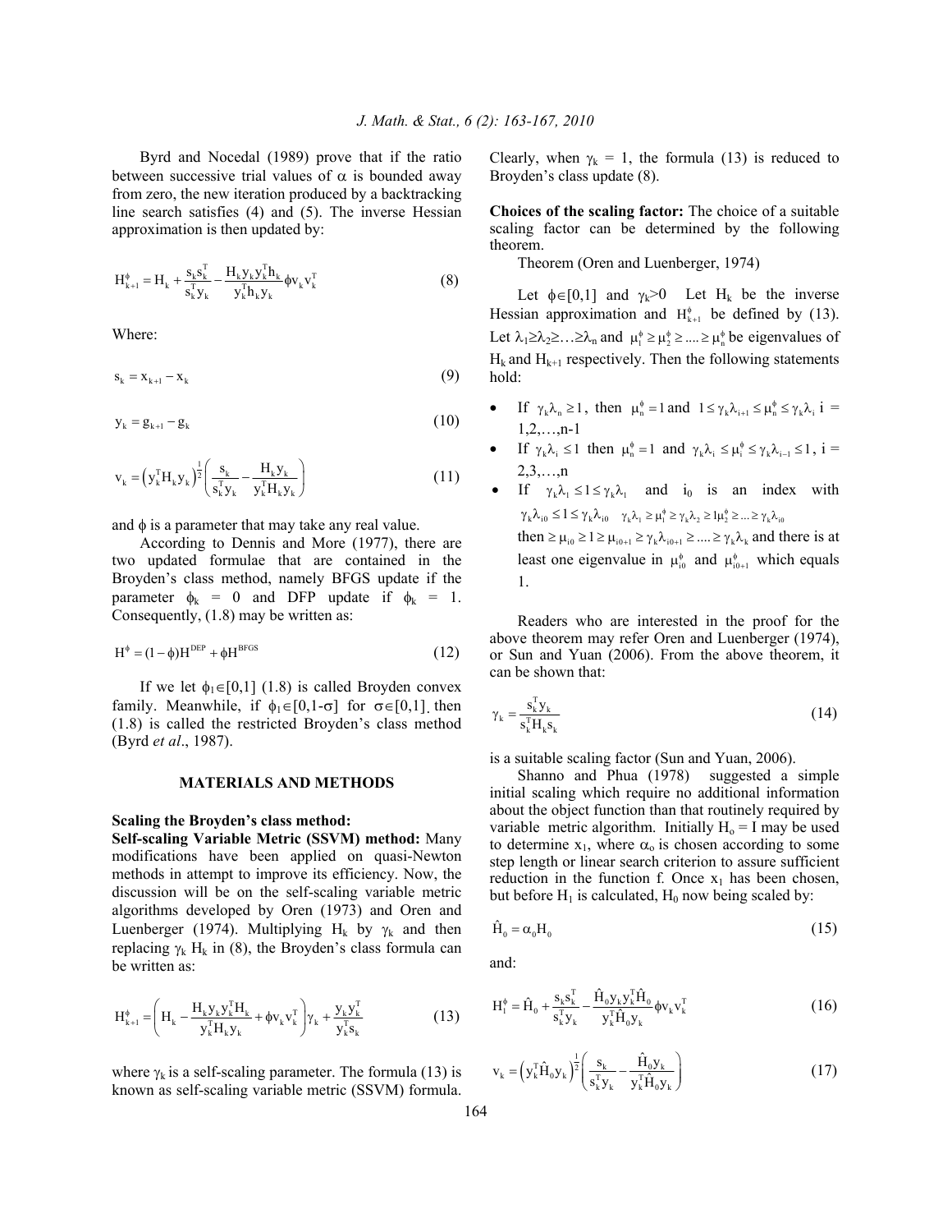Byrd and Nocedal (1989) prove that if the ratio between successive trial values of $\alpha$ is bounded away from zero, the new iteration produced by a backtracking line search satisfies (4) and (5). The inverse Hessian approximation is then updated by:

$$H_{k+1}^{\phi} = H_k + \frac{s_k s_k^T}{s_k^T y_k} - \frac{H_k y_k y_k^T h_k}{y_k^T h_k y_k} \phi v_k v_k^T \tag{8}$$

Where:

$$s_k = x_{k+1} - x_k \tag{9}$$

$$y_k = g_{k+1} - g_k \tag{10}$$

$$v_k = \left(y_k^T H_k y_k\right)^{\frac{1}{2}} \left( \frac{s_k}{s_k^T y_k} - \frac{H_k y_k}{y_k^T H_k y_k} \right) \tag{11}$$

and $\phi$ is a parameter that may take any real value.

According to Dennis and More (1977), there are two updated formulae that are contained in the Broyden's class method, namely BFGS update if the parameter $\phi_k = 0$ and DFP update if $\phi_k = 1$. Consequently, (1.8) may be written as:

$$H^{\phi} = (1 - \phi) H^{DEP} + \phi H^{BFGS} \tag{12}$$

If we let $\phi_1 \in [0,1]$ (1.8) is called Broyden convex family. Meanwhile, if $\phi_1 \in [0, 1-\sigma]$ for $\sigma \in [0,1]$ then (1.8) is called the restricted Broyden's class method (Byrd *et al*., 1987).

## MATERIALS AND METHODS

**Scaling the Broyden's class method:**

**Self-scaling Variable Metric (SSVM) method:** Many modifications have been applied on quasi-Newton methods in attempt to improve its efficiency. Now, the discussion will be on the self-scaling variable metric algorithms developed by Oren (1973) and Oren and Luenberger (1974). Multiplying $H_k$ by $\gamma_k$ and then replacing $\gamma_k H_k$ in (8), the Broyden's class formula can be written as:

$$H_{k+1}^{\phi} = \left( H_k - \frac{H_k y_k y_k^T H_k}{y_k^T H_k y_k} + \phi v_k v_k^T \right) \gamma_k + \frac{y_k y_k^T}{y_k^T s_k} \tag{13}$$

where $\gamma_k$ is a self-scaling parameter. The formula (13) is known as self-scaling variable metric (SSVM) formula. Clearly, when $\gamma_k = 1$, the formula (13) is reduced to Broyden's class update (8).

**Choices of the scaling factor:** The choice of a suitable scaling factor can be determined by the following theorem.

Theorem (Oren and Luenberger, 1974)

Let $\phi \in [0,1]$ and $\gamma_k > 0$ Let $H_k$ be the inverse Hessian approximation and $H_{k+1}^{\phi}$ be defined by (13). Let $\lambda_1 \geq \lambda_2 \geq \ldots \geq \lambda_n$ and $\mu_1^{\phi} \geq \mu_2^{\phi} \geq \ldots \geq \mu_n^{\phi}$ be eigenvalues of $H_k$ and $H_{k+1}$ respectively. Then the following statements hold:

- If $\gamma_k \lambda_n \geq 1$, then $\mu_n^{\phi} = 1$ and $1 \leq \gamma_k \lambda_{i+1} \leq \mu_n^{\phi} \leq \gamma_k \lambda_i$ i = 1,2,…,n-1
- If $\gamma_k \lambda_i \leq 1$ then $\mu_n^{\phi} = 1$ and $\gamma_k \lambda_i \leq \mu_i^{\phi} \leq \gamma_k \lambda_{i-1} \leq 1$, i = 2,3,…,n
- If $\gamma_k \lambda_1 \leq 1 \leq \gamma_k \lambda_1$ and $i_0$ is an index with $\gamma_k \lambda_{i0} \leq 1 \leq \gamma_k \lambda_{i0}$ $\gamma_k \lambda_1 \geq \mu_1^{\phi} \geq \gamma_k \lambda_2 \geq 1 \mu_2^{\phi} \geq \ldots \geq \gamma_k \lambda_{i0}$ then $\geq \mu_{i0} \geq 1 \geq \mu_{i0+1} \geq \gamma_k \lambda_{i0+1} \geq \ldots \geq \gamma_k \lambda_k$ and there is at least one eigenvalue in $\mu_{i0}^{\phi}$ and $\mu_{i0+1}^{\phi}$ which equals 1.

Readers who are interested in the proof for the above theorem may refer Oren and Luenberger (1974), or Sun and Yuan (2006). From the above theorem, it can be shown that:

$$\gamma_k = \frac{s_k^T y_k}{s_k^T H_k s_k} \tag{14}$$

is a suitable scaling factor (Sun and Yuan, 2006).

Shanno and Phua (1978) suggested a simple initial scaling which require no additional information about the object function than that routinely required by variable metric algorithm. Initially $H_o = I$ may be used to determine $x_1$, where $\alpha_o$ is chosen according to some step length or linear search criterion to assure sufficient reduction in the function f. Once $x_1$ has been chosen, but before $H_1$ is calculated, $H_0$ now being scaled by:

$$\hat{H}_0 = \alpha_0 H_0 \tag{15}$$

and:

$$H_1^{\phi} = \hat{H}_0 + \frac{s_k s_k^T}{s_k^T y_k} - \frac{\hat{H}_0 y_k y_k^T \hat{H}_0}{y_k^T \hat{H}_0 y_k} \phi v_k v_k^T \tag{16}$$

$$v_k = \left(y_k^T \hat{H}_0 y_k\right)^{\frac{1}{2}} \left( \frac{s_k}{s_k^T y_k} - \frac{\hat{H}_0 y_k}{y_k^T \hat{H}_0 y_k} \right) \tag{17}$$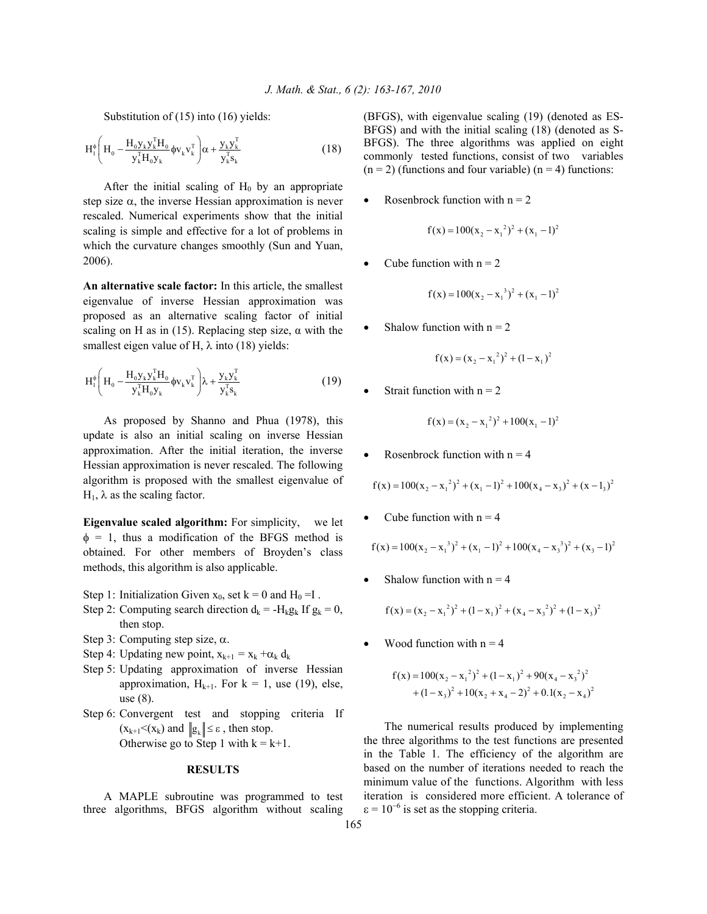Substitution of (15) into (16) yields:

$$H_1^{\phi}\left(H_0 - \frac{H_0 y_k y_k^T H_0}{y_k^T H_0 y_k} \phi v_k v_k^T\right)\alpha + \frac{y_k y_k^T}{y_k^T s_k} \qquad (18)$$

After the initial scaling of $H_0$ by an appropriate step size $\alpha$, the inverse Hessian approximation is never rescaled. Numerical experiments show that the initial scaling is simple and effective for a lot of problems in which the curvature changes smoothly (Sun and Yuan, 2006).

**An alternative scale factor:** In this article, the smallest eigenvalue of inverse Hessian approximation was proposed as an alternative scaling factor of initial scaling on H as in (15). Replacing step size, $\alpha$ with the smallest eigen value of H, $\lambda$ into (18) yields:

$$H_1^{\phi}\left(H_0 - \frac{H_0 y_k y_k^T H_0}{y_k^T H_0 y_k} \phi v_k v_k^T\right)\lambda + \frac{y_k y_k^T}{y_k^T s_k} \qquad (19)$$

As proposed by Shanno and Phua (1978), this update is also an initial scaling on inverse Hessian approximation. After the initial iteration, the inverse Hessian approximation is never rescaled. The following algorithm is proposed with the smallest eigenvalue of $H_1$, $\lambda$ as the scaling factor.

**Eigenvalue scaled algorithm:** For simplicity, we let $\phi = 1$, thus a modification of the BFGS method is obtained. For other members of Broyden's class methods, this algorithm is also applicable.

Step 1: Initialization Given $x_0$, set $k = 0$ and $H_0 = I$ .
Step 2: Computing search direction $d_k = -H_k g_k$ If $g_k = 0$, then stop.
Step 3: Computing step size, $\alpha$.
Step 4: Updating new point, $x_{k+1} = x_k + \alpha_k d_k$
Step 5: Updating approximation of inverse Hessian approximation, $H_{k+1}$. For $k = 1$, use (19), else, use (8).
Step 6: Convergent test and stopping criteria If $(x_{k+1} < (x_k)$ and $\|g_k\| \le \varepsilon$ , then stop.
Otherwise go to Step 1 with $k = k+1$.

## RESULTS

A MAPLE subroutine was programmed to test three algorithms, BFGS algorithm without scaling (BFGS), with eigenvalue scaling (19) (denoted as ES-BFGS) and with the initial scaling (18) (denoted as S-BFGS). The three algorithms was applied on eight commonly tested functions, consist of two variables ($n = 2$) (functions and four variable) ($n = 4$) functions:

- Rosenbrock function with $n = 2$

$$f(x) = 100(x_2 - x_1^2)^2 + (x_1 - 1)^2$$

- Cube function with $n = 2$

$$f(x) = 100(x_2 - x_1^3)^2 + (x_1 - 1)^2$$

- Shalow function with $n = 2$

$$f(x) = (x_2 - x_1^2)^2 + (1 - x_1)^2$$

- Strait function with $n = 2$

$$f(x) = (x_2 - x_1^2)^2 + 100(x_1 - 1)^2$$

- Rosenbrock function with $n = 4$

$$f(x) = 100(x_2 - x_1^2)^2 + (x_1 - 1)^2 + 100(x_4 - x_3)^2 + (x - 1_3)^2$$

- Cube function with $n = 4$

$$f(x) = 100(x_2 - x_1^3)^2 + (x_1 - 1)^2 + 100(x_4 - x_3^3)^2 + (x_3 - 1)^2$$

- Shalow function with $n = 4$

$$f(x) = (x_2 - x_1^2)^2 + (1 - x_1)^2 + (x_4 - x_3^2)^2 + (1 - x_3)^2$$

- Wood function with $n = 4$

$$f(x) = 100(x_2 - x_1^2)^2 + (1 - x_1)^2 + 90(x_4 - x_3^2)^2 + (1 - x_3)^2 + 10(x_2 + x_4 - 2)^2 + 0.1(x_2 - x_4)^2$$

The numerical results produced by implementing the three algorithms to the test functions are presented in the Table 1. The efficiency of the algorithm are based on the number of iterations needed to reach the minimum value of the functions. Algorithm with less iteration is considered more efficient. A tolerance of $\varepsilon = 10^{-6}$ is set as the stopping criteria.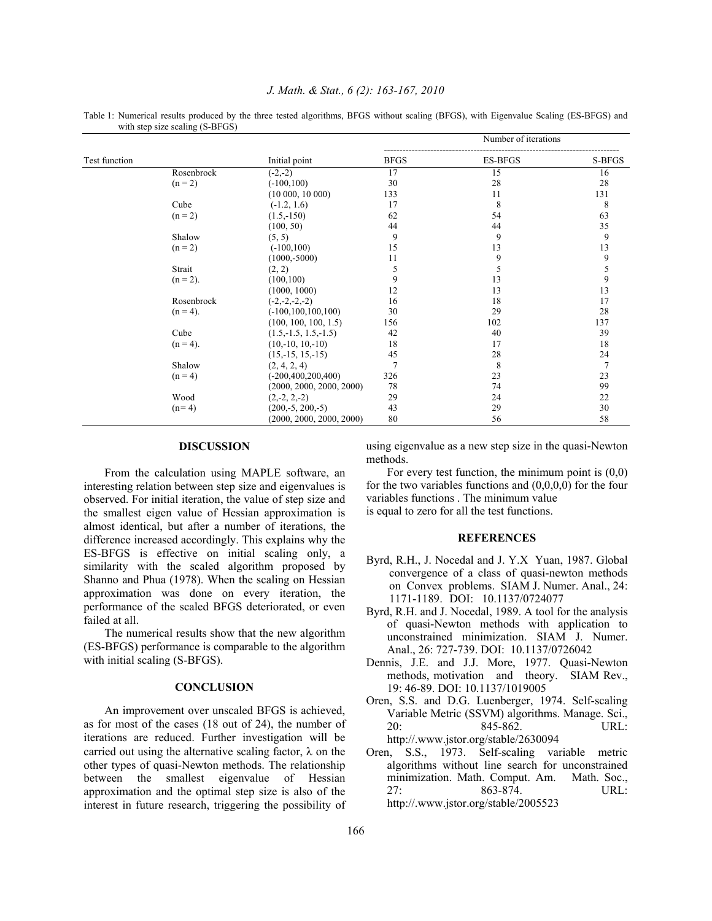Table 1: Numerical results produced by the three tested algorithms, BFGS without scaling (BFGS), with Eigenvalue Scaling (ES-BFGS) and with step size scaling (S-BFGS)

| Test function | | Initial point | Number of iterations | | |
|---|---|---|---|---|---|
| | | | BFGS | ES-BFGS | S-BFGS |
| | Rosenbrock | (-2,-2) | 17 | 15 | 16 |
| | (n = 2) | (-100,100) | 30 | 28 | 28 |
| | | (10 000, 10 000) | 133 | 11 | 131 |
| | Cube | (-1.2, 1.6) | 17 | 8 | 8 |
| | (n = 2) | (1.5,-150) | 62 | 54 | 63 |
| | | (100, 50) | 44 | 44 | 35 |
| | Shalow | (5, 5) | 9 | 9 | 9 |
| | (n = 2) | (-100,100) | 15 | 13 | 13 |
| | | (1000,-5000) | 11 | 9 | 9 |
| | Strait | (2, 2) | 5 | 5 | 5 |
| | (n = 2). | (100,100) | 9 | 13 | 9 |
| | | (1000, 1000) | 12 | 13 | 13 |
| | Rosenbrock | (-2,-2,-2,-2) | 16 | 18 | 17 |
| | (n = 4). | (-100,100,100,100) | 30 | 29 | 28 |
| | | (100, 100, 100, 1.5) | 156 | 102 | 137 |
| | Cube | (1.5,-1.5, 1.5,-1.5) | 42 | 40 | 39 |
| | (n = 4). | (10,-10, 10,-10) | 18 | 17 | 18 |
| | | (15,-15, 15,-15) | 45 | 28 | 24 |
| | Shalow | (2, 4, 2, 4) | 7 | 8 | 7 |
| | (n = 4) | (-200,400,200,400) | 326 | 23 | 23 |
| | | (2000, 2000, 2000, 2000) | 78 | 74 | 99 |
| | Wood | (2,-2, 2,-2) | 29 | 24 | 22 |
| | (n= 4) | (200,-5, 200,-5) | 43 | 29 | 30 |
| | | (2000, 2000, 2000, 2000) | 80 | 56 | 58 |

## DISCUSSION

From the calculation using MAPLE software, an interesting relation between step size and eigenvalues is observed. For initial iteration, the value of step size and the smallest eigen value of Hessian approximation is almost identical, but after a number of iterations, the difference increased accordingly. This explains why the ES-BFGS is effective on initial scaling only, a similarity with the scaled algorithm proposed by Shanno and Phua (1978). When the scaling on Hessian approximation was done on every iteration, the performance of the scaled BFGS deteriorated, or even failed at all.

The numerical results show that the new algorithm (ES-BFGS) performance is comparable to the algorithm with initial scaling (S-BFGS).

## CONCLUSION

An improvement over unscaled BFGS is achieved, as for most of the cases (18 out of 24), the number of iterations are reduced. Further investigation will be carried out using the alternative scaling factor, $\lambda$ on the other types of quasi-Newton methods. The relationship between the smallest eigenvalue of Hessian approximation and the optimal step size is also of the interest in future research, triggering the possibility of using eigenvalue as a new step size in the quasi-Newton methods.

For every test function, the minimum point is (0,0) for the two variables functions and (0,0,0,0) for the four variables functions . The minimum value is equal to zero for all the test functions.

## REFERENCES

- Byrd, R.H., J. Nocedal and J. Y.X Yuan, 1987. Global convergence of a class of quasi-newton methods on Convex problems. SIAM J. Numer. Anal., 24: 1171-1189. DOI: 10.1137/0724077
- Byrd, R.H. and J. Nocedal, 1989. A tool for the analysis of quasi-Newton methods with application to unconstrained minimization. SIAM J. Numer. Anal., 26: 727-739. DOI: 10.1137/0726042
- Dennis, J.E. and J.J. More, 1977. Quasi-Newton methods, motivation and theory. SIAM Rev., 19: 46-89. DOI: 10.1137/1019005
- Oren, S.S. and D.G. Luenberger, 1974. Self-scaling Variable Metric (SSVM) algorithms. Manage. Sci., 20: 845-862. URL: http://.www.jstor.org/stable/2630094
- Oren, S.S., 1973. Self-scaling variable metric algorithms without line search for unconstrained minimization. Math. Comput. Am. Math. Soc., 27: 863-874. URL: http://.www.jstor.org/stable/2005523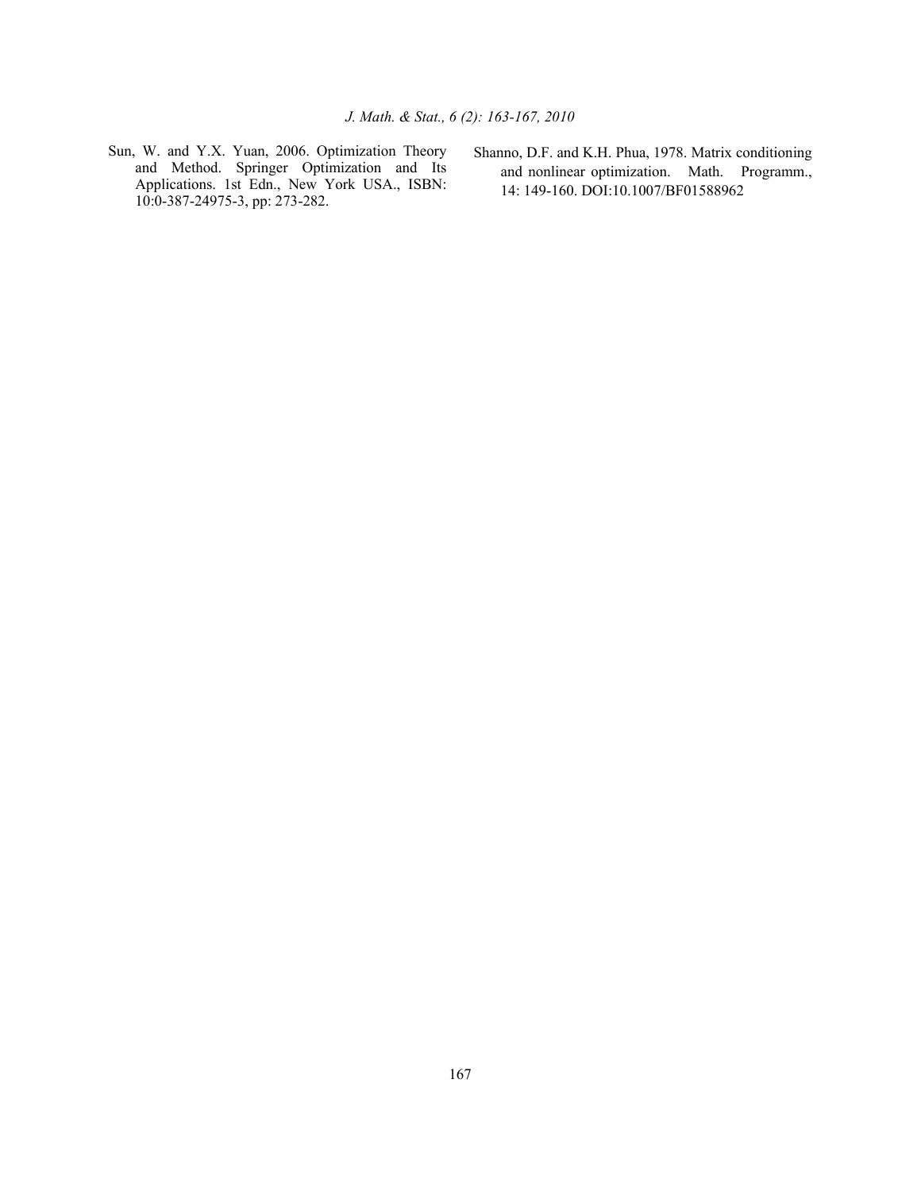Sun, W. and Y.X. Yuan, 2006. Optimization Theory and Method. Springer Optimization and Its Applications. 1st Edn., New York USA., ISBN: 10:0-387-24975-3, pp: 273-282.

Shanno, D.F. and K.H. Phua, 1978. Matrix conditioning and nonlinear optimization. Math. Programm., 14: 149-160. DOI:10.1007/BF01588962